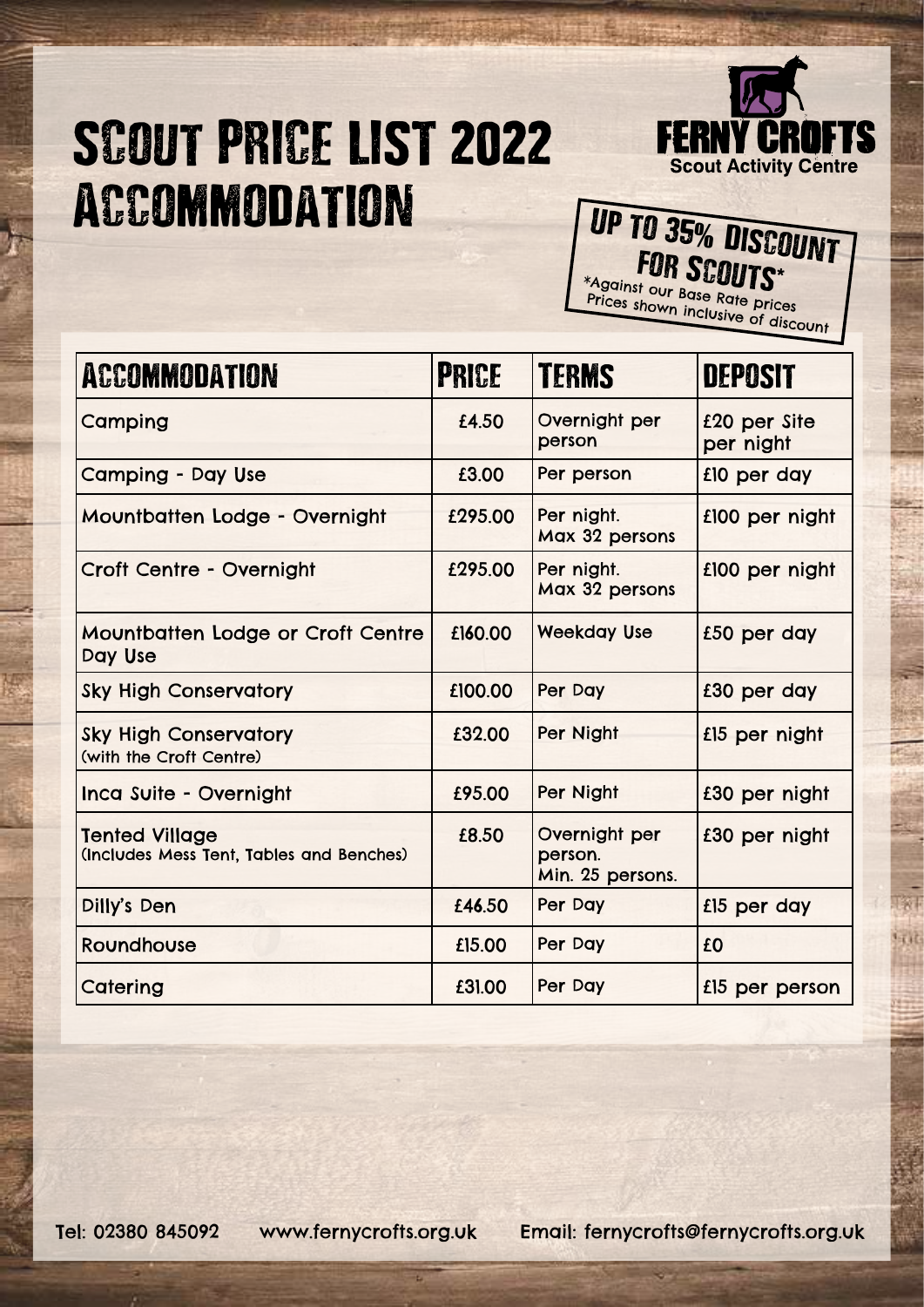# SCOUT PRICE LIST 2022
# ACCOMMODATION

FERNY CROFTS
Scout Activity Centre

**UP TO 35% DISCOUNT FOR SCOUTS***

*Against our Base Rate prices
Prices shown inclusive of discount

| ACCOMMODATION | PRICE | TERMS | DEPOSIT |
| --- | --- | --- | --- |
| Camping | £4.50 | Overnight per person | £20 per Site per night |
| Camping - Day Use | £3.00 | Per person | £10 per day |
| Mountbatten Lodge - Overnight | £295.00 | Per night. Max 32 persons | £100 per night |
| Croft Centre - Overnight | £295.00 | Per night. Max 32 persons | £100 per night |
| Mountbatten Lodge or Croft Centre Day Use | £160.00 | Weekday Use | £50 per day |
| Sky High Conservatory | £100.00 | Per Day | £30 per day |
| Sky High Conservatory (with the Croft Centre) | £32.00 | Per Night | £15 per night |
| Inca Suite - Overnight | £95.00 | Per Night | £30 per night |
| Tented Village (Includes Mess Tent, Tables and Benches) | £8.50 | Overnight per person. Min. 25 persons. | £30 per night |
| Dilly's Den | £46.50 | Per Day | £15 per day |
| Roundhouse | £15.00 | Per Day | £0 |
| Catering | £31.00 | Per Day | £15 per person |

Tel: 02380 845092 www.fernycrofts.org.uk Email: fernycrofts@fernycrofts.org.uk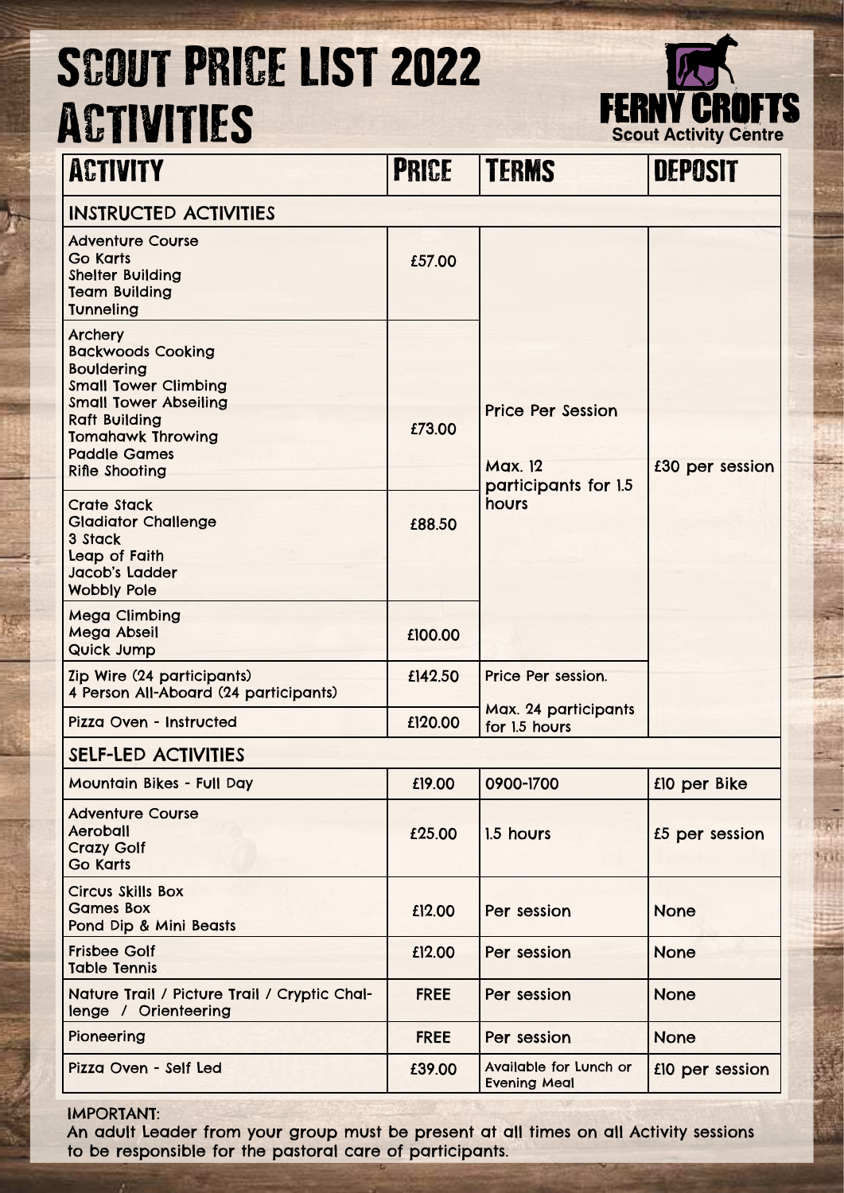# Scout Price List 2022
# Activities

**FERNY CROFTS**
Scout Activity Centre

| Activity | Price | Terms | Deposit |
|---|---|---|---|
| **INSTRUCTED ACTIVITIES** | | | |
| Adventure Course<br>Go Karts<br>Shelter Building<br>Team Building<br>Tunneling | £57.00 | Price Per Session<br><br>Max. 12 participants for 1.5 hours | £30 per session |
| Archery<br>Backwoods Cooking<br>Bouldering<br>Small Tower Climbing<br>Small Tower Abseiling<br>Raft Building<br>Tomahawk Throwing<br>Paddle Games<br>Rifle Shooting | £73.00 | Price Per Session<br><br>Max. 12 participants for 1.5 hours | £30 per session |
| Crate Stack<br>Gladiator Challenge<br>3 Stack<br>Leap of Faith<br>Jacob's Ladder<br>Wobbly Pole | £88.50 | Price Per Session<br><br>Max. 12 participants for 1.5 hours | £30 per session |
| Mega Climbing<br>Mega Abseil<br>Quick Jump | £100.00 | Price Per Session<br><br>Max. 12 participants for 1.5 hours | £30 per session |
| Zip Wire (24 participants)<br>4 Person All-Aboard (24 participants) | £142.50 | Price Per session.<br><br>Max. 24 participants for 1.5 hours | £30 per session |
| Pizza Oven - Instructed | £120.00 | Price Per session.<br><br>Max. 24 participants for 1.5 hours | £30 per session |
| **SELF-LED ACTIVITIES** | | | |
| Mountain Bikes - Full Day | £19.00 | 0900-1700 | £10 per Bike |
| Adventure Course<br>Aeroball<br>Crazy Golf<br>Go Karts | £25.00 | 1.5 hours | £5 per session |
| Circus Skills Box<br>Games Box<br>Pond Dip & Mini Beasts | £12.00 | Per session | None |
| Frisbee Golf<br>Table Tennis | £12.00 | Per session | None |
| Nature Trail / Picture Trail / Cryptic Challenge / Orienteering | FREE | Per session | None |
| Pioneering | FREE | Per session | None |
| Pizza Oven - Self Led | £39.00 | Available for Lunch or Evening Meal | £10 per session |

**IMPORTANT:**
An adult Leader from your group must be present at all times on all Activity sessions to be responsible for the pastoral care of participants.